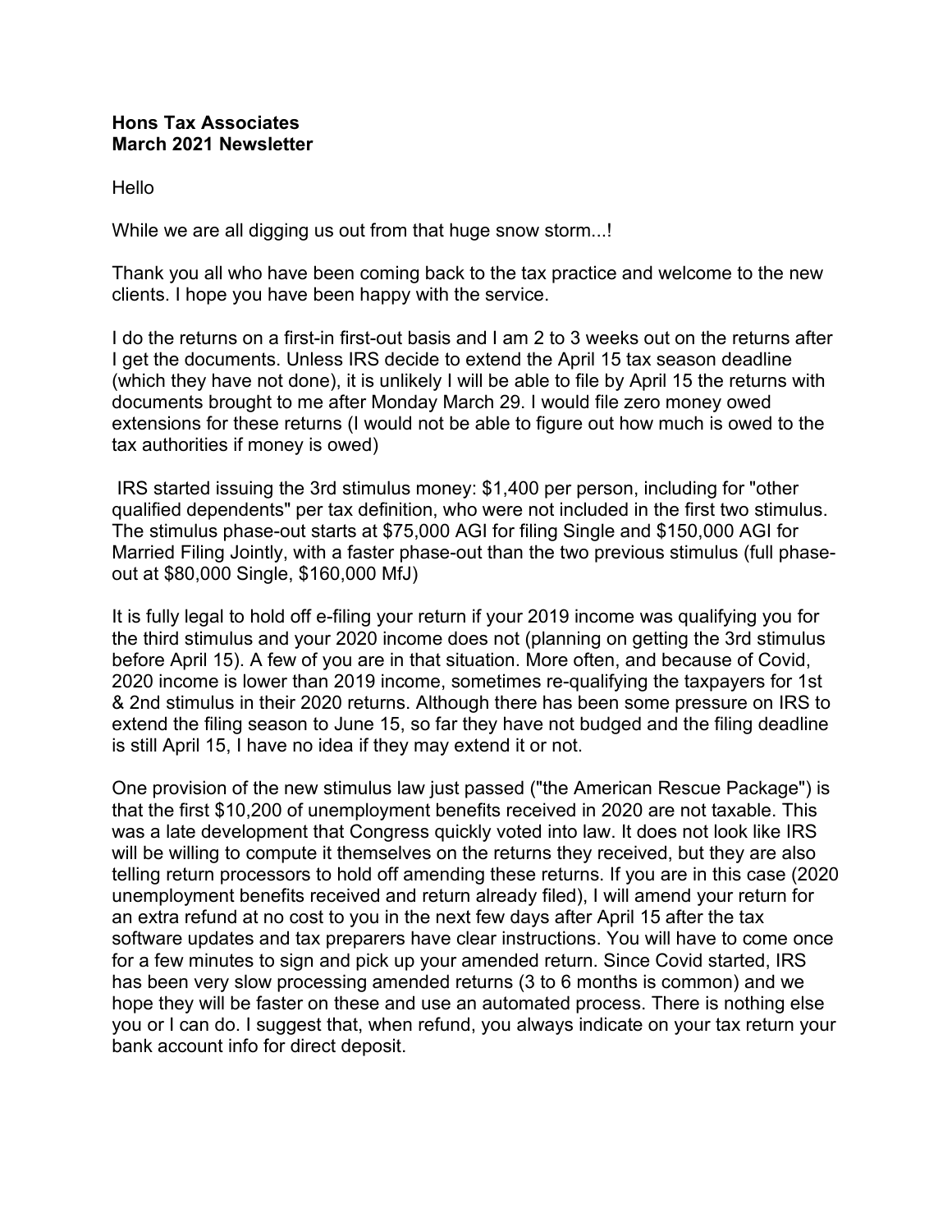**Hons Tax Associates**
**March 2021 Newsletter**

Hello

While we are all digging us out from that huge snow storm...!

Thank you all who have been coming back to the tax practice and welcome to the new clients. I hope you have been happy with the service.

I do the returns on a first-in first-out basis and I am 2 to 3 weeks out on the returns after I get the documents. Unless IRS decide to extend the April 15 tax season deadline (which they have not done), it is unlikely I will be able to file by April 15 the returns with documents brought to me after Monday March 29. I would file zero money owed extensions for these returns (I would not be able to figure out how much is owed to the tax authorities if money is owed)

IRS started issuing the 3rd stimulus money: $1,400 per person, including for "other qualified dependents" per tax definition, who were not included in the first two stimulus. The stimulus phase-out starts at $75,000 AGI for filing Single and $150,000 AGI for Married Filing Jointly, with a faster phase-out than the two previous stimulus (full phase-out at $80,000 Single, $160,000 MfJ)

It is fully legal to hold off e-filing your return if your 2019 income was qualifying you for the third stimulus and your 2020 income does not (planning on getting the 3rd stimulus before April 15). A few of you are in that situation. More often, and because of Covid, 2020 income is lower than 2019 income, sometimes re-qualifying the taxpayers for 1st & 2nd stimulus in their 2020 returns. Although there has been some pressure on IRS to extend the filing season to June 15, so far they have not budged and the filing deadline is still April 15, I have no idea if they may extend it or not.

One provision of the new stimulus law just passed ("the American Rescue Package") is that the first $10,200 of unemployment benefits received in 2020 are not taxable. This was a late development that Congress quickly voted into law. It does not look like IRS will be willing to compute it themselves on the returns they received, but they are also telling return processors to hold off amending these returns. If you are in this case (2020 unemployment benefits received and return already filed), I will amend your return for an extra refund at no cost to you in the next few days after April 15 after the tax software updates and tax preparers have clear instructions. You will have to come once for a few minutes to sign and pick up your amended return. Since Covid started, IRS has been very slow processing amended returns (3 to 6 months is common) and we hope they will be faster on these and use an automated process. There is nothing else you or I can do. I suggest that, when refund, you always indicate on your tax return your bank account info for direct deposit.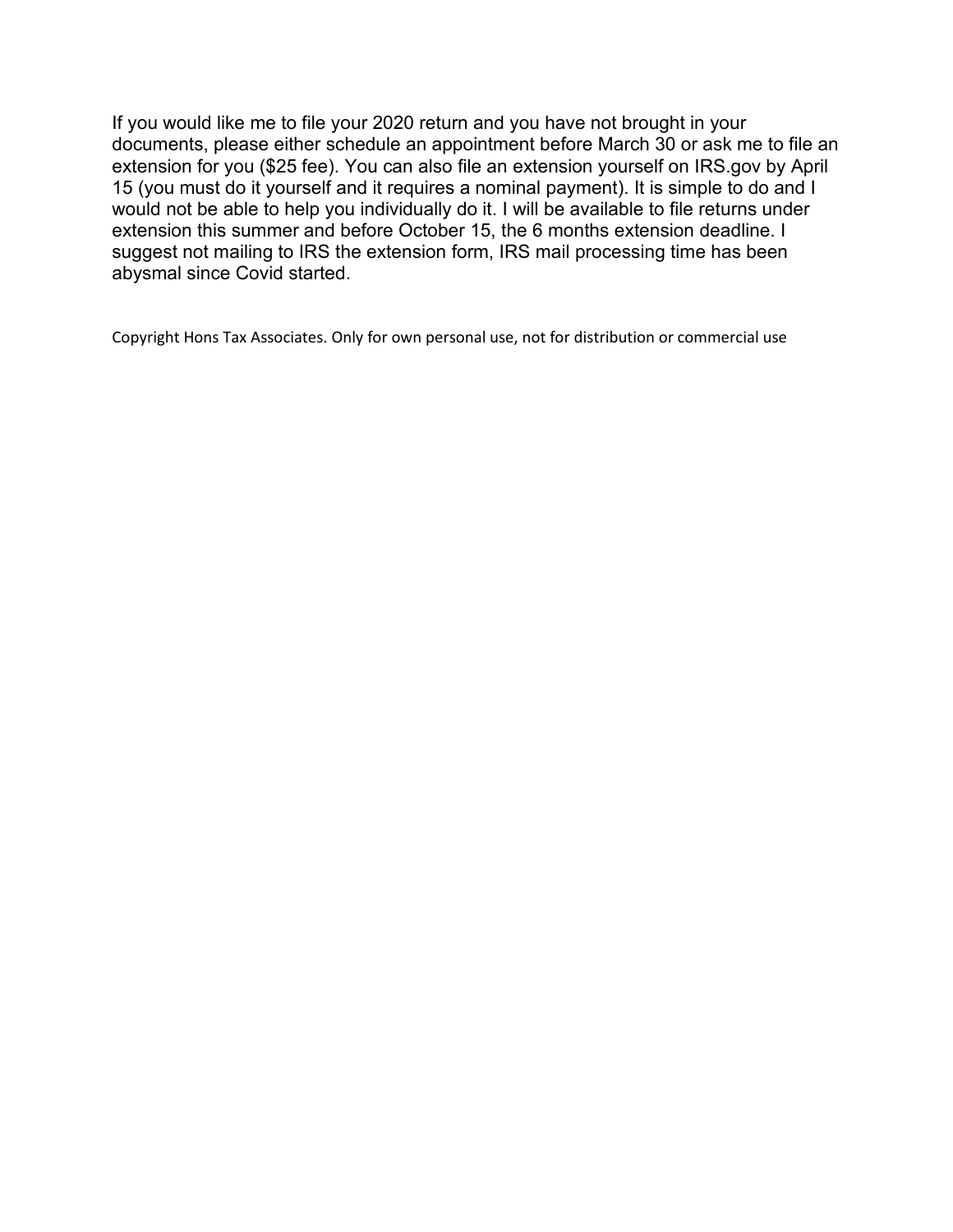If you would like me to file your 2020 return and you have not brought in your documents, please either schedule an appointment before March 30 or ask me to file an extension for you ($25 fee). You can also file an extension yourself on IRS.gov by April 15 (you must do it yourself and it requires a nominal payment). It is simple to do and I would not be able to help you individually do it. I will be available to file returns under extension this summer and before October 15, the 6 months extension deadline. I suggest not mailing to IRS the extension form, IRS mail processing time has been abysmal since Covid started.

Copyright Hons Tax Associates. Only for own personal use, not for distribution or commercial use